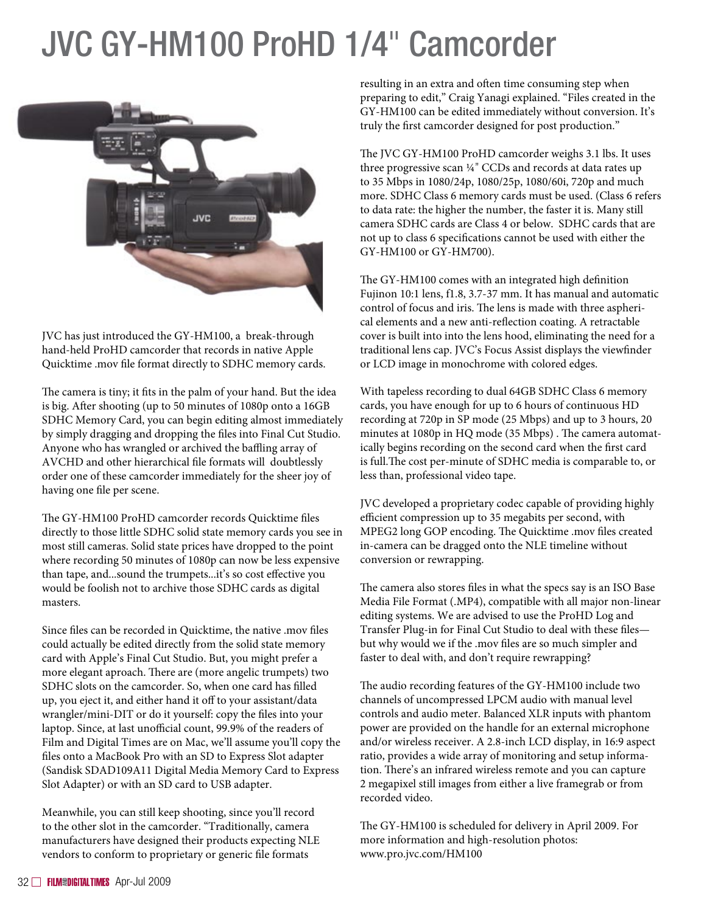# JVC GY-HM100 ProHD 1/4" Camcorder

JVC has just introduced the GY-HM100, a break-through hand-held ProHD camcorder that records in native Apple Quicktime .mov file format directly to SDHC memory cards.

The camera is tiny; it fits in the palm of your hand. But the idea is big. After shooting (up to 50 minutes of 1080p onto a 16GB SDHC Memory Card, you can begin editing almost immediately by simply dragging and dropping the files into Final Cut Studio. Anyone who has wrangled or archived the baffling array of AVCHD and other hierarchical file formats will doubtlessly order one of these camcorder immediately for the sheer joy of having one file per scene.

The GY-HM100 ProHD camcorder records Quicktime files directly to those little SDHC solid state memory cards you see in most still cameras. Solid state prices have dropped to the point where recording 50 minutes of 1080p can now be less expensive than tape, and...sound the trumpets...it's so cost effective you would be foolish not to archive those SDHC cards as digital masters.

Since files can be recorded in Quicktime, the native .mov files could actually be edited directly from the solid state memory card with Apple's Final Cut Studio. But, you might prefer a more elegant aproach. There are (more angelic trumpets) two SDHC slots on the camcorder. So, when one card has filled up, you eject it, and either hand it off to your assistant/data wrangler/mini-DIT or do it yourself: copy the files into your laptop. Since, at last unofficial count, 99.9% of the readers of Film and Digital Times are on Mac, we'll assume you'll copy the files onto a MacBook Pro with an SD to Express Slot adapter (Sandisk SDAD109A11 Digital Media Memory Card to Express Slot Adapter) or with an SD card to USB adapter.

Meanwhile, you can still keep shooting, since you'll record to the other slot in the camcorder. "Traditionally, camera manufacturers have designed their products expecting NLE vendors to conform to proprietary or generic file formats resulting in an extra and often time consuming step when preparing to edit," Craig Yanagi explained. "Files created in the GY-HM100 can be edited immediately without conversion. It's truly the first camcorder designed for post production."

The JVC GY-HM100 ProHD camcorder weighs 3.1 lbs. It uses three progressive scan ¼" CCDs and records at data rates up to 35 Mbps in 1080/24p, 1080/25p, 1080/60i, 720p and much more. SDHC Class 6 memory cards must be used. (Class 6 refers to data rate: the higher the number, the faster it is. Many still camera SDHC cards are Class 4 or below. SDHC cards that are not up to class 6 specifications cannot be used with either the GY-HM100 or GY-HM700).

The GY-HM100 comes with an integrated high definition Fujinon 10:1 lens, f1.8, 3.7-37 mm. It has manual and automatic control of focus and iris. The lens is made with three aspherical elements and a new anti-reflection coating. A retractable cover is built into into the lens hood, eliminating the need for a traditional lens cap. JVC's Focus Assist displays the viewfinder or LCD image in monochrome with colored edges.

With tapeless recording to dual 64GB SDHC Class 6 memory cards, you have enough for up to 6 hours of continuous HD recording at 720p in SP mode (25 Mbps) and up to 3 hours, 20 minutes at 1080p in HQ mode (35 Mbps) . The camera automatically begins recording on the second card when the first card is full.The cost per-minute of SDHC media is comparable to, or less than, professional video tape.

JVC developed a proprietary codec capable of providing highly efficient compression up to 35 megabits per second, with MPEG2 long GOP encoding. The Quicktime .mov files created in-camera can be dragged onto the NLE timeline without conversion or rewrapping.

The camera also stores files in what the specs say is an ISO Base Media File Format (.MP4), compatible with all major non-linear editing systems. We are advised to use the ProHD Log and Transfer Plug-in for Final Cut Studio to deal with these files—but why would we if the .mov files are so much simpler and faster to deal with, and don't require rewrapping?

The audio recording features of the GY-HM100 include two channels of uncompressed LPCM audio with manual level controls and audio meter. Balanced XLR inputs with phantom power are provided on the handle for an external microphone and/or wireless receiver. A 2.8-inch LCD display, in 16:9 aspect ratio, provides a wide array of monitoring and setup information. There's an infrared wireless remote and you can capture 2 megapixel still images from either a live framegrab or from recorded video.

The GY-HM100 is scheduled for delivery in April 2009. For more information and high-resolution photos: www.pro.jvc.com/HM100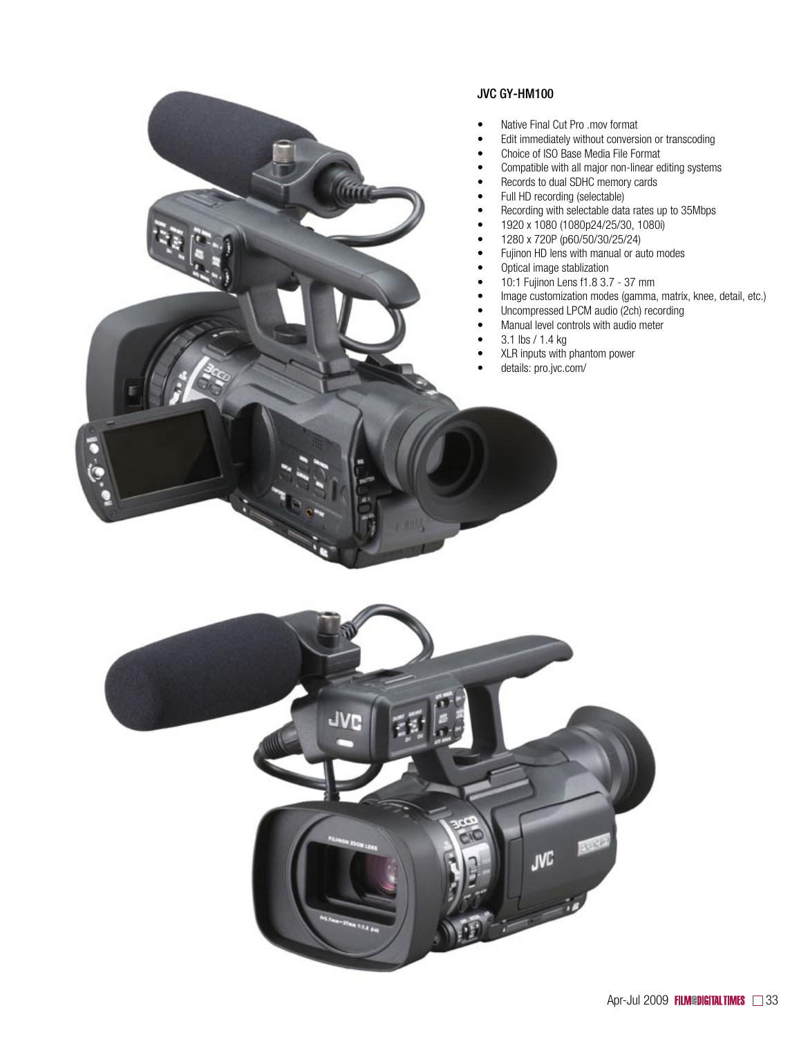### JVC GY-HM100

- Native Final Cut Pro .mov format
- Edit immediately without conversion or transcoding
- Choice of ISO Base Media File Format
- Compatible with all major non-linear editing systems
- Records to dual SDHC memory cards
- Full HD recording (selectable)
- Recording with selectable data rates up to 35Mbps
- 1920 x 1080 (1080p24/25/30, 1080i)
- 1280 x 720P (p60/50/30/25/24)
- Fujinon HD lens with manual or auto modes
- Optical image stablization
- 10:1 Fujinon Lens f1.8 3.7 - 37 mm
- Image customization modes (gamma, matrix, knee, detail, etc.)
- Uncompressed LPCM audio (2ch) recording
- Manual level controls with audio meter
- 3.1 lbs / 1.4 kg
- XLR inputs with phantom power
- details: pro.jvc.com/